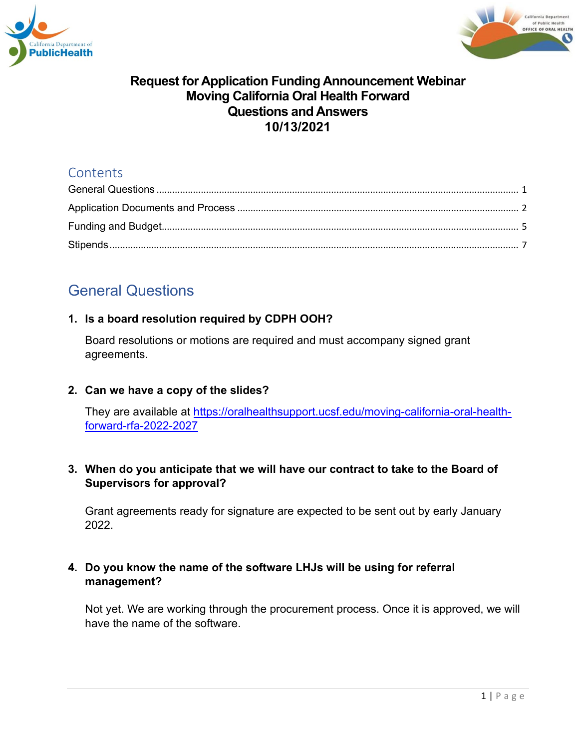# Request for Application Funding Announcement Webinar
# Moving California Oral Health Forward
# Questions and Answers
# 10/13/2021

## Contents

- General Questions ........................................ 1
- Application Documents and Process ........................................ 2
- Funding and Budget ........................................ 5
- Stipends ........................................ 7

## General Questions

**1. Is a board resolution required by CDPH OOH?**

Board resolutions or motions are required and must accompany signed grant agreements.

**2. Can we have a copy of the slides?**

They are available at [https://oralhealthsupport.ucsf.edu/moving-california-oral-health-forward-rfa-2022-2027](https://oralhealthsupport.ucsf.edu/moving-california-oral-health-forward-rfa-2022-2027)

**3. When do you anticipate that we will have our contract to take to the Board of Supervisors for approval?**

Grant agreements ready for signature are expected to be sent out by early January 2022.

**4. Do you know the name of the software LHJs will be using for referral management?**

Not yet. We are working through the procurement process. Once it is approved, we will have the name of the software.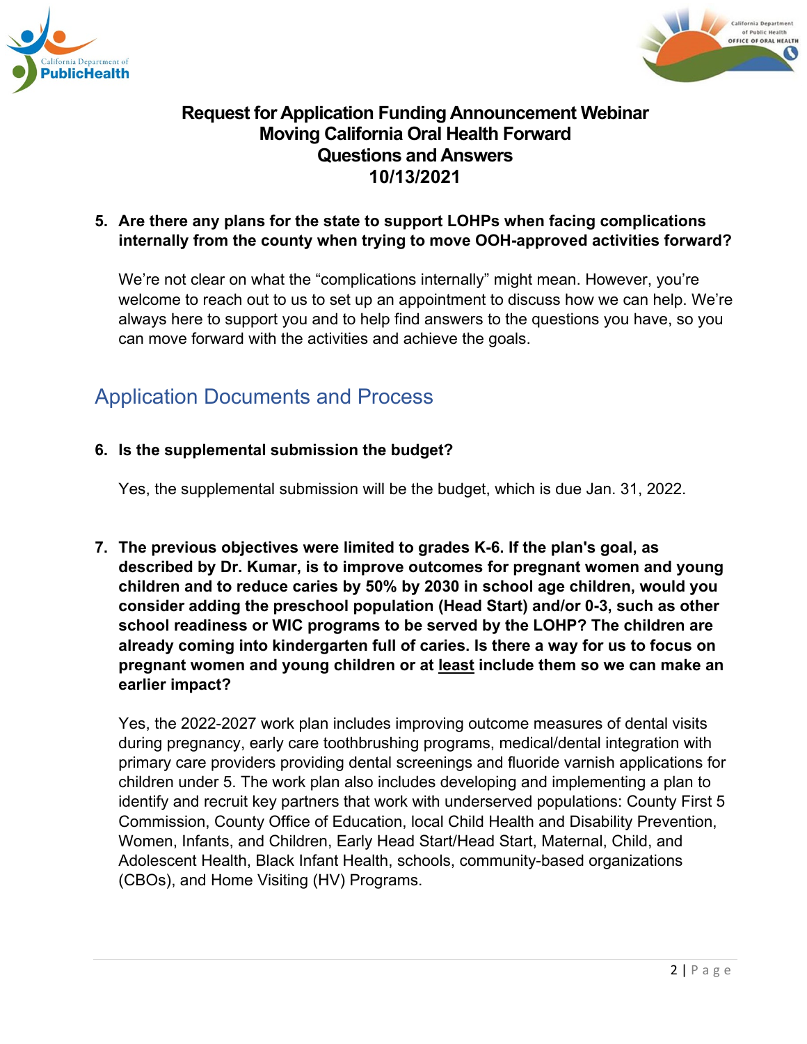# Request for Application Funding Announcement Webinar
# Moving California Oral Health Forward
# Questions and Answers
# 10/13/2021

**5. Are there any plans for the state to support LOHPs when facing complications internally from the county when trying to move OOH-approved activities forward?**

We're not clear on what the "complications internally" might mean. However, you're welcome to reach out to us to set up an appointment to discuss how we can help. We're always here to support you and to help find answers to the questions you have, so you can move forward with the activities and achieve the goals.

## Application Documents and Process

**6. Is the supplemental submission the budget?**

Yes, the supplemental submission will be the budget, which is due Jan. 31, 2022.

**7. The previous objectives were limited to grades K-6. If the plan's goal, as described by Dr. Kumar, is to improve outcomes for pregnant women and young children and to reduce caries by 50% by 2030 in school age children, would you consider adding the preschool population (Head Start) and/or 0-3, such as other school readiness or WIC programs to be served by the LOHP? The children are already coming into kindergarten full of caries. Is there a way for us to focus on pregnant women and young children or at least include them so we can make an earlier impact?**

Yes, the 2022-2027 work plan includes improving outcome measures of dental visits during pregnancy, early care toothbrushing programs, medical/dental integration with primary care providers providing dental screenings and fluoride varnish applications for children under 5. The work plan also includes developing and implementing a plan to identify and recruit key partners that work with underserved populations: County First 5 Commission, County Office of Education, local Child Health and Disability Prevention, Women, Infants, and Children, Early Head Start/Head Start, Maternal, Child, and Adolescent Health, Black Infant Health, schools, community-based organizations (CBOs), and Home Visiting (HV) Programs.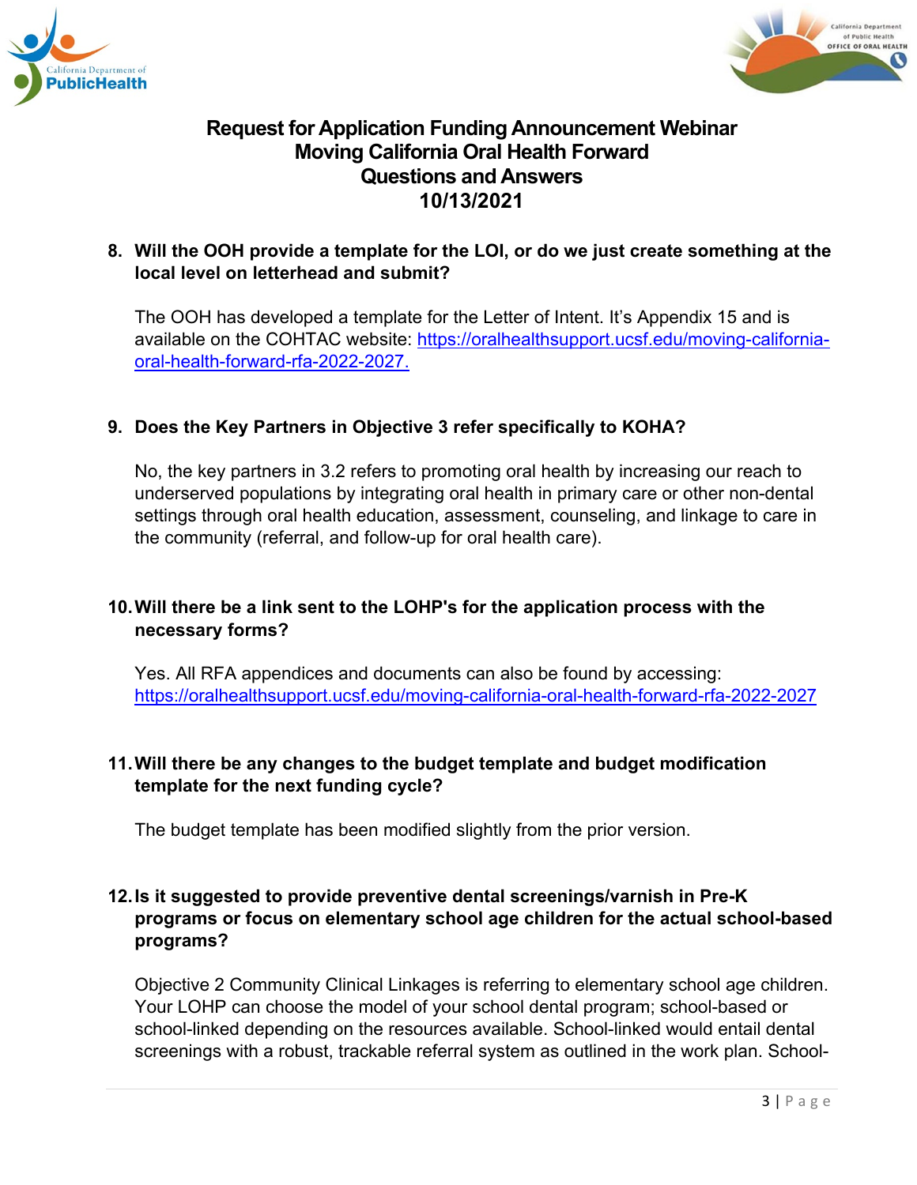# Request for Application Funding Announcement Webinar
# Moving California Oral Health Forward
# Questions and Answers
# 10/13/2021

**8. Will the OOH provide a template for the LOI, or do we just create something at the local level on letterhead and submit?**

The OOH has developed a template for the Letter of Intent. It's Appendix 15 and is available on the COHTAC website: [https://oralhealthsupport.ucsf.edu/moving-california-oral-health-forward-rfa-2022-2027.](https://oralhealthsupport.ucsf.edu/moving-california-oral-health-forward-rfa-2022-2027)

**9. Does the Key Partners in Objective 3 refer specifically to KOHA?**

No, the key partners in 3.2 refers to promoting oral health by increasing our reach to underserved populations by integrating oral health in primary care or other non-dental settings through oral health education, assessment, counseling, and linkage to care in the community (referral, and follow-up for oral health care).

**10. Will there be a link sent to the LOHP's for the application process with the necessary forms?**

Yes. All RFA appendices and documents can also be found by accessing: [https://oralhealthsupport.ucsf.edu/moving-california-oral-health-forward-rfa-2022-2027](https://oralhealthsupport.ucsf.edu/moving-california-oral-health-forward-rfa-2022-2027)

**11. Will there be any changes to the budget template and budget modification template for the next funding cycle?**

The budget template has been modified slightly from the prior version.

**12. Is it suggested to provide preventive dental screenings/varnish in Pre-K programs or focus on elementary school age children for the actual school-based programs?**

Objective 2 Community Clinical Linkages is referring to elementary school age children. Your LOHP can choose the model of your school dental program; school-based or school-linked depending on the resources available. School-linked would entail dental screenings with a robust, trackable referral system as outlined in the work plan. School-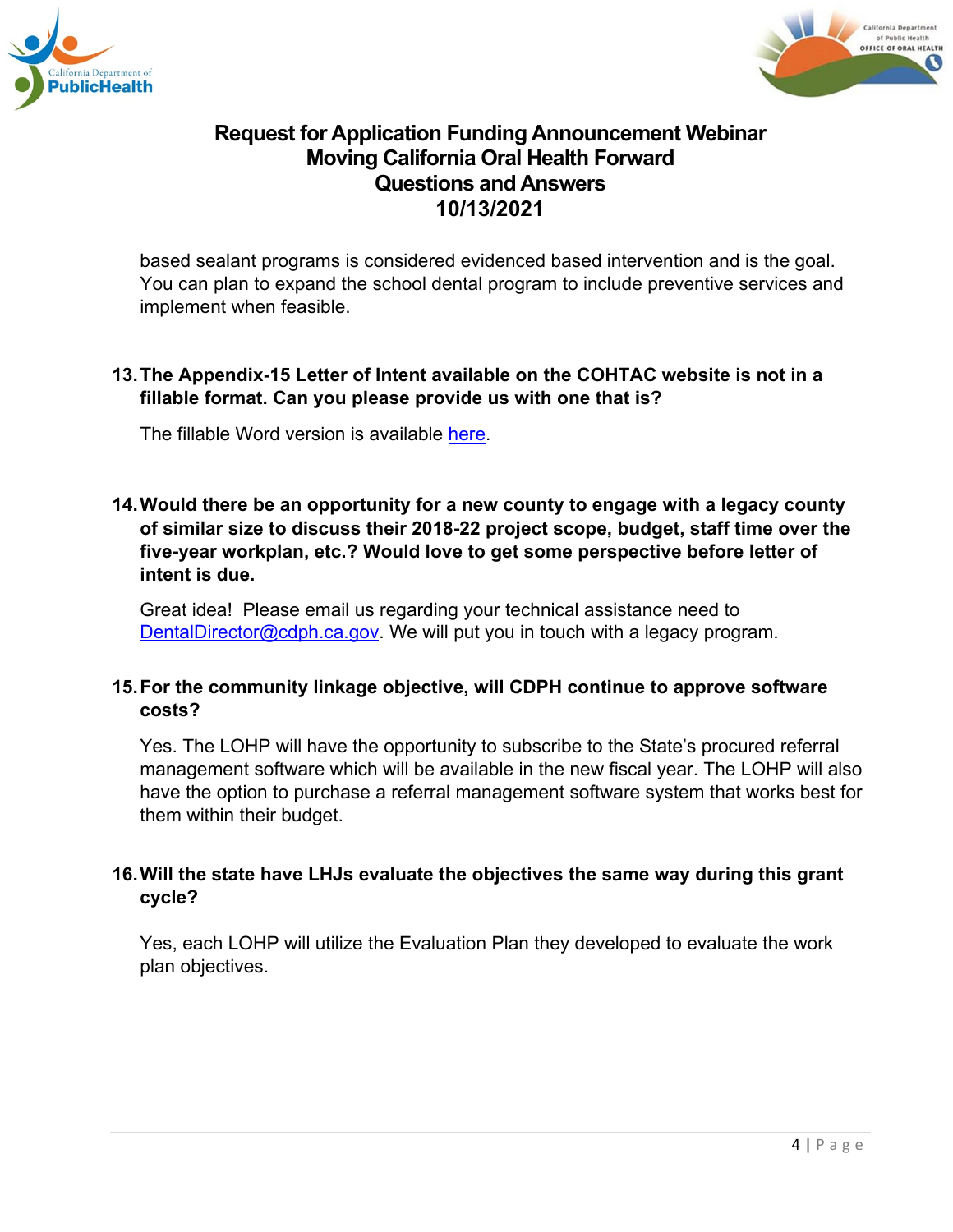based sealant programs is considered evidenced based intervention and is the goal. You can plan to expand the school dental program to include preventive services and implement when feasible.

**13. The Appendix-15 Letter of Intent available on the COHTAC website is not in a fillable format. Can you please provide us with one that is?**

The fillable Word version is available here.

**14. Would there be an opportunity for a new county to engage with a legacy county of similar size to discuss their 2018-22 project scope, budget, staff time over the five-year workplan, etc.? Would love to get some perspective before letter of intent is due.**

Great idea! Please email us regarding your technical assistance need to DentalDirector@cdph.ca.gov. We will put you in touch with a legacy program.

**15. For the community linkage objective, will CDPH continue to approve software costs?**

Yes. The LOHP will have the opportunity to subscribe to the State's procured referral management software which will be available in the new fiscal year. The LOHP will also have the option to purchase a referral management software system that works best for them within their budget.

**16. Will the state have LHJs evaluate the objectives the same way during this grant cycle?**

Yes, each LOHP will utilize the Evaluation Plan they developed to evaluate the work plan objectives.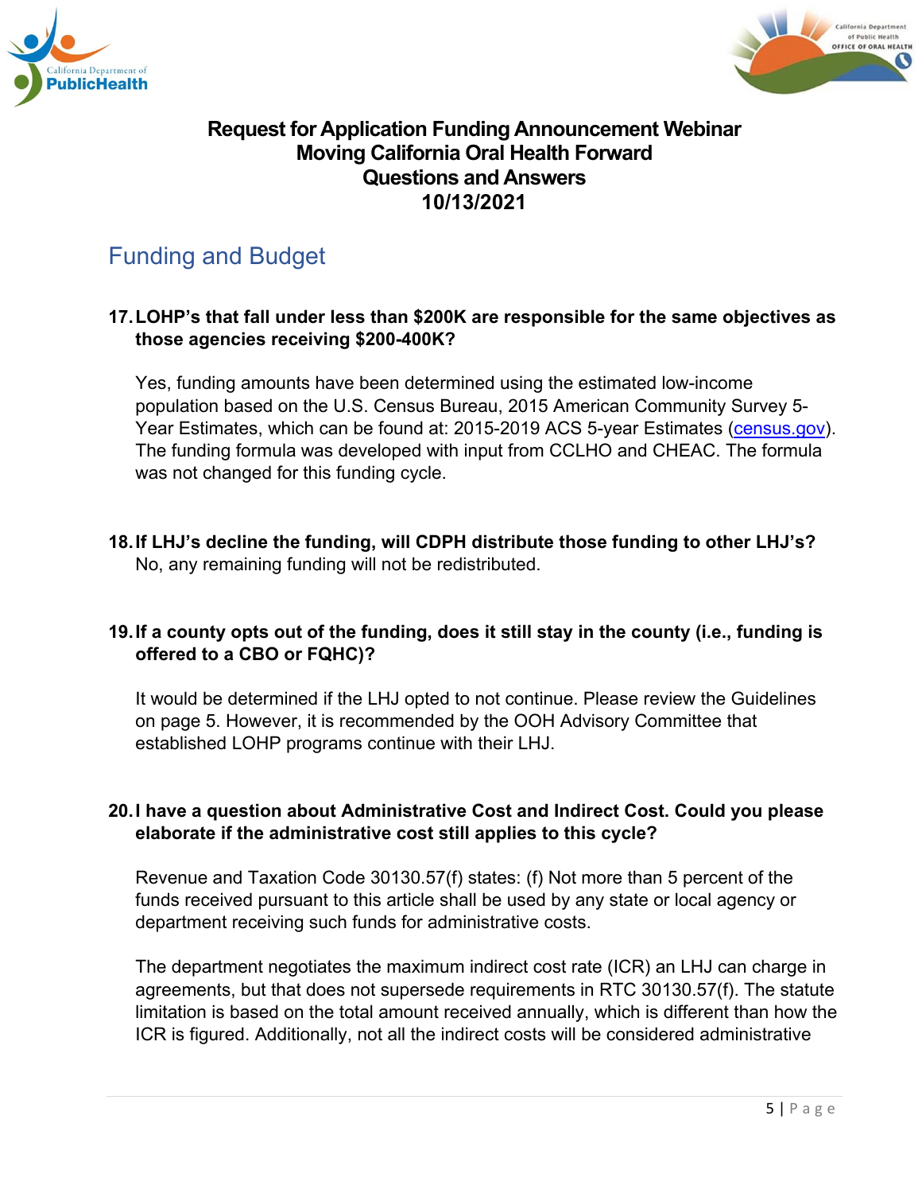**Request for Application Funding Announcement Webinar**
**Moving California Oral Health Forward**
**Questions and Answers**
**10/13/2021**

## Funding and Budget

17. **LOHP's that fall under less than $200K are responsible for the same objectives as those agencies receiving $200-400K?**

    Yes, funding amounts have been determined using the estimated low-income population based on the U.S. Census Bureau, 2015 American Community Survey 5-Year Estimates, which can be found at: 2015-2019 ACS 5-year Estimates (census.gov). The funding formula was developed with input from CCLHO and CHEAC. The formula was not changed for this funding cycle.

18. **If LHJ's decline the funding, will CDPH distribute those funding to other LHJ's?**
    No, any remaining funding will not be redistributed.

19. **If a county opts out of the funding, does it still stay in the county (i.e., funding is offered to a CBO or FQHC)?**

    It would be determined if the LHJ opted to not continue. Please review the Guidelines on page 5. However, it is recommended by the OOH Advisory Committee that established LOHP programs continue with their LHJ.

20. **I have a question about Administrative Cost and Indirect Cost. Could you please elaborate if the administrative cost still applies to this cycle?**

    Revenue and Taxation Code 30130.57(f) states: (f) Not more than 5 percent of the funds received pursuant to this article shall be used by any state or local agency or department receiving such funds for administrative costs.

    The department negotiates the maximum indirect cost rate (ICR) an LHJ can charge in agreements, but that does not supersede requirements in RTC 30130.57(f). The statute limitation is based on the total amount received annually, which is different than how the ICR is figured. Additionally, not all the indirect costs will be considered administrative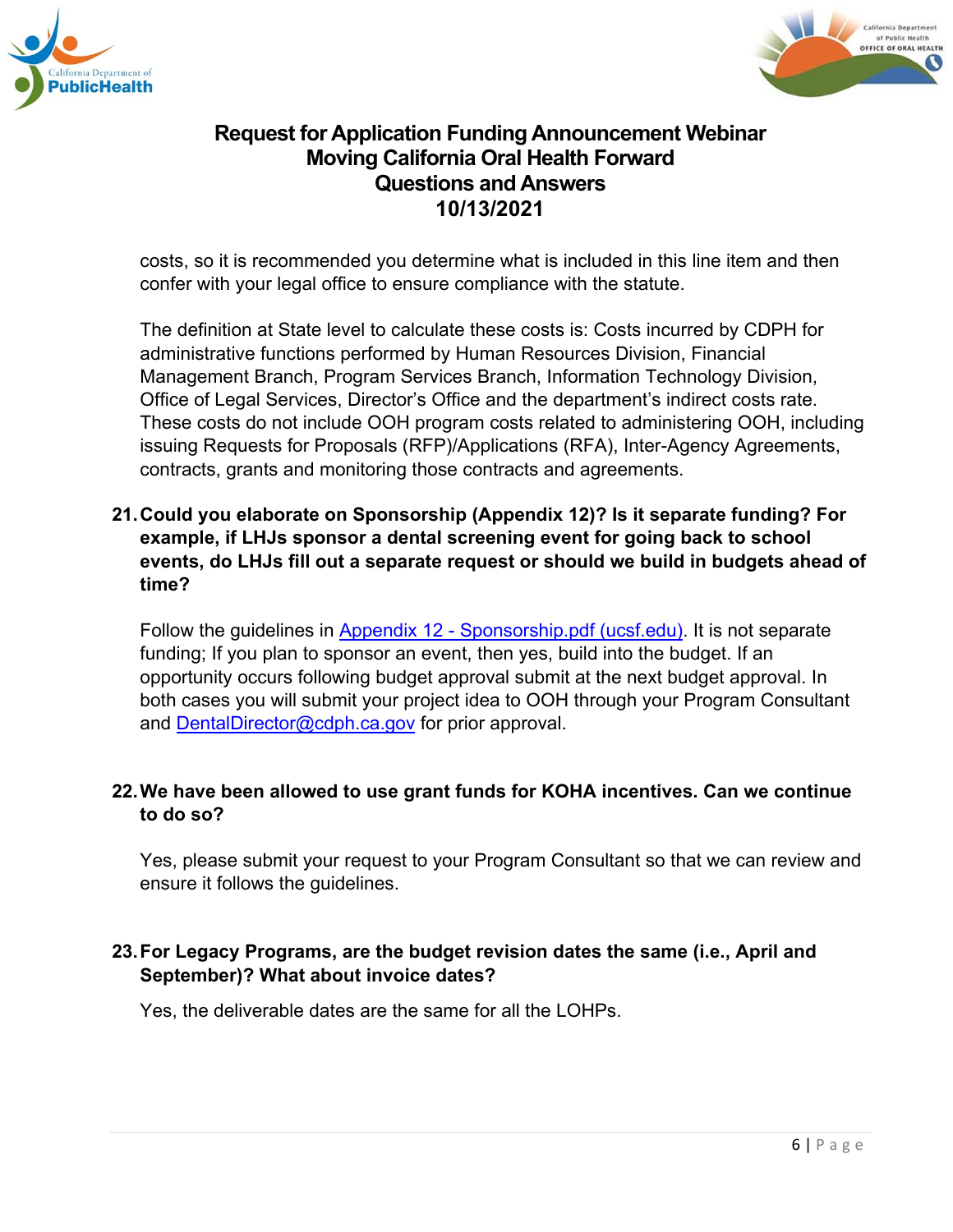costs, so it is recommended you determine what is included in this line item and then confer with your legal office to ensure compliance with the statute.

The definition at State level to calculate these costs is: Costs incurred by CDPH for administrative functions performed by Human Resources Division, Financial Management Branch, Program Services Branch, Information Technology Division, Office of Legal Services, Director's Office and the department's indirect costs rate. These costs do not include OOH program costs related to administering OOH, including issuing Requests for Proposals (RFP)/Applications (RFA), Inter-Agency Agreements, contracts, grants and monitoring those contracts and agreements.

**21. Could you elaborate on Sponsorship (Appendix 12)? Is it separate funding? For example, if LHJs sponsor a dental screening event for going back to school events, do LHJs fill out a separate request or should we build in budgets ahead of time?**

Follow the guidelines in [Appendix 12 - Sponsorship.pdf (ucsf.edu)](). It is not separate funding; If you plan to sponsor an event, then yes, build into the budget. If an opportunity occurs following budget approval submit at the next budget approval. In both cases you will submit your project idea to OOH through your Program Consultant and [DentalDirector@cdph.ca.gov](mailto:DentalDirector@cdph.ca.gov) for prior approval.

**22. We have been allowed to use grant funds for KOHA incentives. Can we continue to do so?**

Yes, please submit your request to your Program Consultant so that we can review and ensure it follows the guidelines.

**23. For Legacy Programs, are the budget revision dates the same (i.e., April and September)? What about invoice dates?**

Yes, the deliverable dates are the same for all the LOHPs.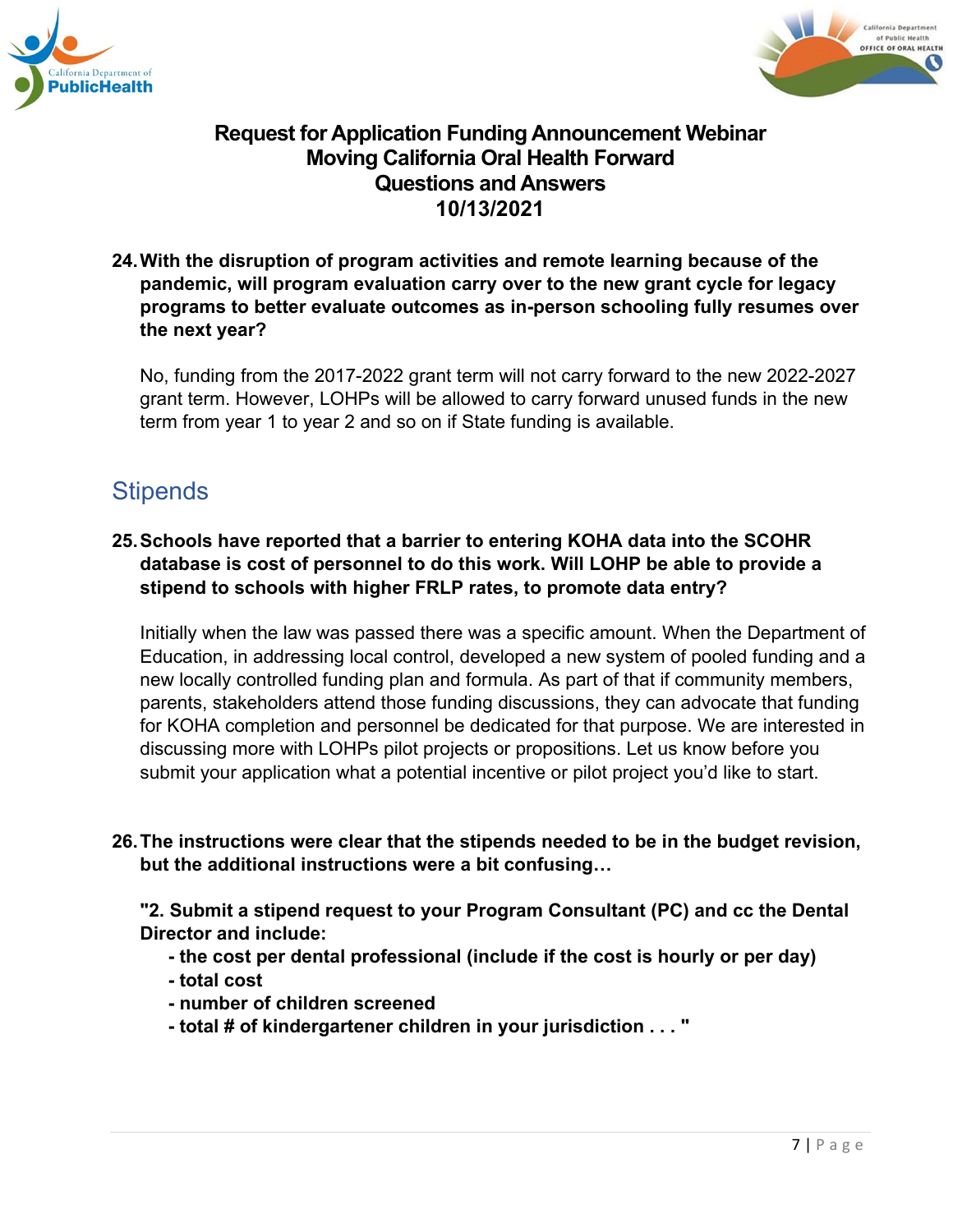**24. With the disruption of program activities and remote learning because of the pandemic, will program evaluation carry over to the new grant cycle for legacy programs to better evaluate outcomes as in-person schooling fully resumes over the next year?**

No, funding from the 2017-2022 grant term will not carry forward to the new 2022-2027 grant term. However, LOHPs will be allowed to carry forward unused funds in the new term from year 1 to year 2 and so on if State funding is available.

## Stipends

**25. Schools have reported that a barrier to entering KOHA data into the SCOHR database is cost of personnel to do this work. Will LOHP be able to provide a stipend to schools with higher FRLP rates, to promote data entry?**

Initially when the law was passed there was a specific amount. When the Department of Education, in addressing local control, developed a new system of pooled funding and a new locally controlled funding plan and formula. As part of that if community members, parents, stakeholders attend those funding discussions, they can advocate that funding for KOHA completion and personnel be dedicated for that purpose. We are interested in discussing more with LOHPs pilot projects or propositions. Let us know before you submit your application what a potential incentive or pilot project you'd like to start.

**26. The instructions were clear that the stipends needed to be in the budget revision, but the additional instructions were a bit confusing…**

**"2. Submit a stipend request to your Program Consultant (PC) and cc the Dental Director and include:**

- **the cost per dental professional (include if the cost is hourly or per day)**
- **total cost**
- **number of children screened**
- **total # of kindergartener children in your jurisdiction . . . "**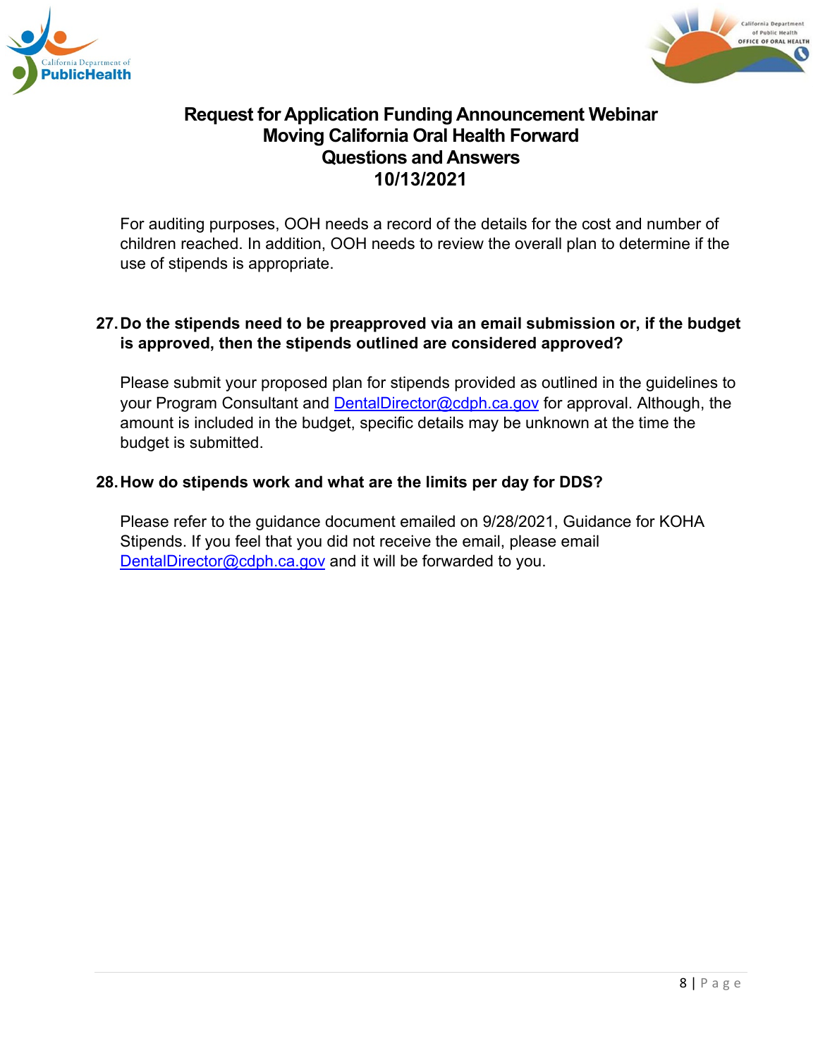For auditing purposes, OOH needs a record of the details for the cost and number of children reached. In addition, OOH needs to review the overall plan to determine if the use of stipends is appropriate.

**27. Do the stipends need to be preapproved via an email submission or, if the budget is approved, then the stipends outlined are considered approved?**

Please submit your proposed plan for stipends provided as outlined in the guidelines to your Program Consultant and DentalDirector@cdph.ca.gov for approval. Although, the amount is included in the budget, specific details may be unknown at the time the budget is submitted.

**28. How do stipends work and what are the limits per day for DDS?**

Please refer to the guidance document emailed on 9/28/2021, Guidance for KOHA Stipends. If you feel that you did not receive the email, please email DentalDirector@cdph.ca.gov and it will be forwarded to you.